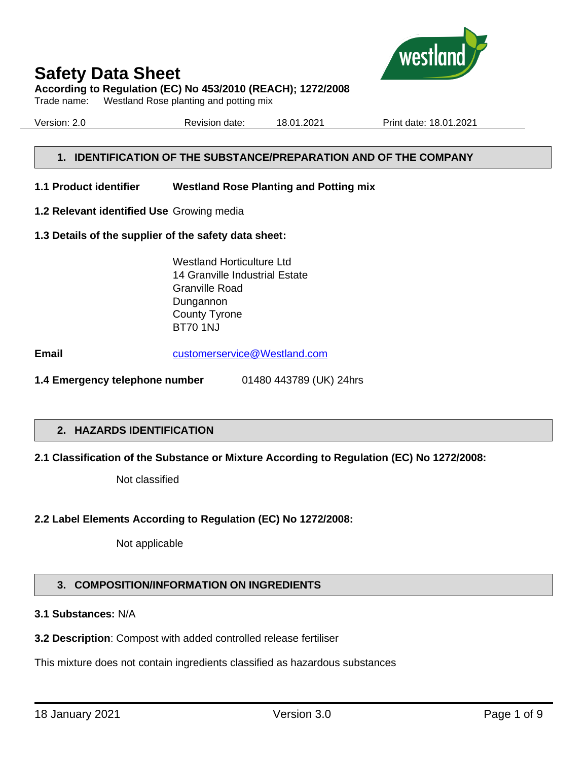# Safety Data Sheet

**According to Regulation (EC) No 453/2010 (REACH); 1272/2008**

Trade name: Westland Rose planting and potting mix

Version: 2.0 Revision date: 18.01.2021 Print date: 18.01.2021

## 1. IDENTIFICATION OF THE SUBSTANCE/PREPARATION AND OF THE COMPANY

**1.1 Product identifier** **Westland Rose Planting and Potting mix**

**1.2 Relevant identified Use** Growing media

**1.3 Details of the supplier of the safety data sheet:**

Westland Horticulture Ltd
14 Granville Industrial Estate
Granville Road
Dungannon
County Tyrone
BT70 1NJ

**Email** customerservice@Westland.com

**1.4 Emergency telephone number** 01480 443789 (UK) 24hrs

## 2. HAZARDS IDENTIFICATION

**2.1 Classification of the Substance or Mixture According to Regulation (EC) No 1272/2008:**

Not classified

**2.2 Label Elements According to Regulation (EC) No 1272/2008:**

Not applicable

## 3. COMPOSITION/INFORMATION ON INGREDIENTS

**3.1 Substances:** N/A

**3.2 Description**: Compost with added controlled release fertiliser

This mixture does not contain ingredients classified as hazardous substances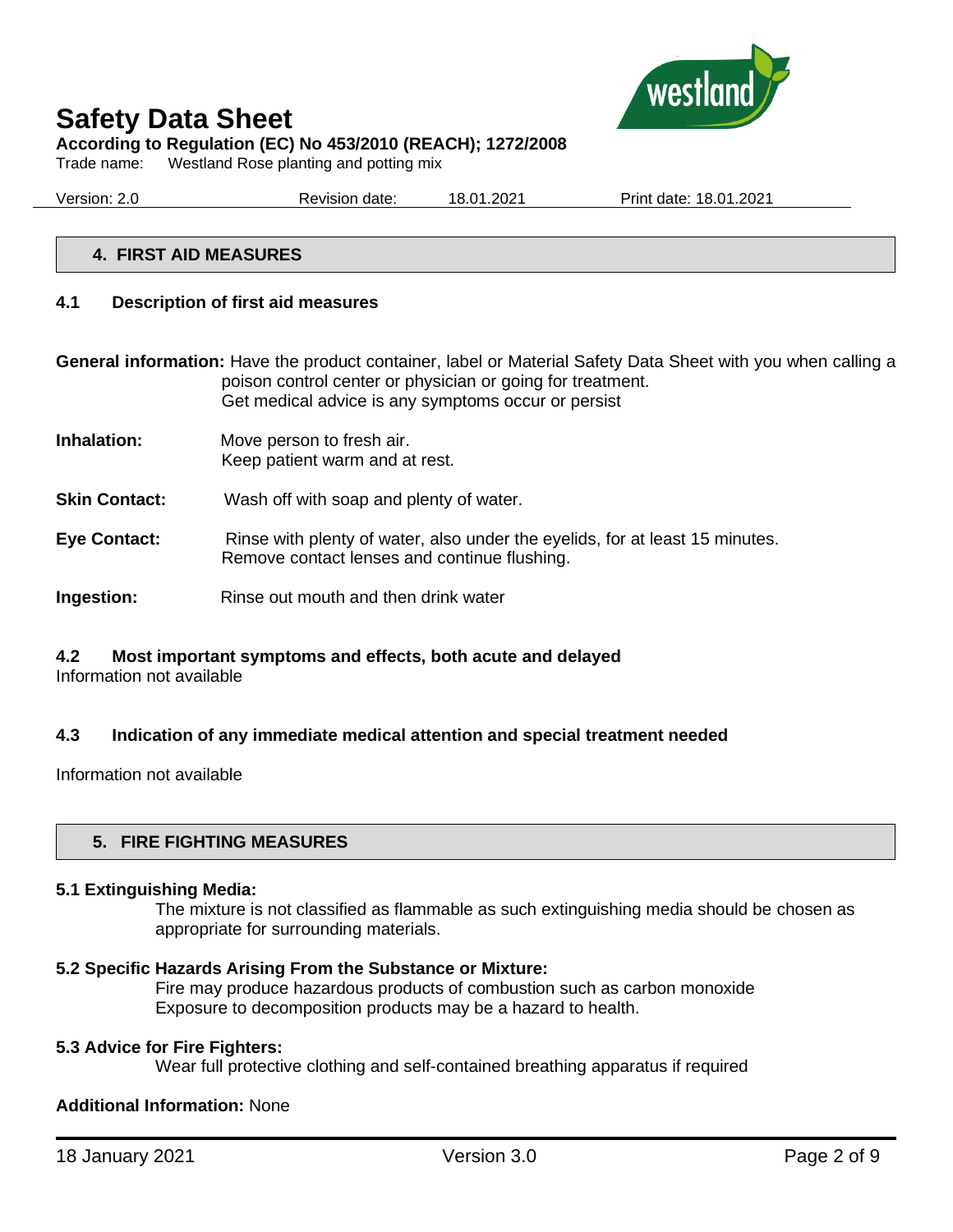## 4. FIRST AID MEASURES

### 4.1 Description of first aid measures

**General information:** Have the product container, label or Material Safety Data Sheet with you when calling a poison control center or physician or going for treatment.
Get medical advice is any symptoms occur or persist

**Inhalation:** Move person to fresh air.
Keep patient warm and at rest.

**Skin Contact:** Wash off with soap and plenty of water.

**Eye Contact:** Rinse with plenty of water, also under the eyelids, for at least 15 minutes.
Remove contact lenses and continue flushing.

**Ingestion:** Rinse out mouth and then drink water

### 4.2 Most important symptoms and effects, both acute and delayed

Information not available

### 4.3 Indication of any immediate medical attention and special treatment needed

Information not available

## 5. FIRE FIGHTING MEASURES

**5.1 Extinguishing Media:**

The mixture is not classified as flammable as such extinguishing media should be chosen as appropriate for surrounding materials.

**5.2 Specific Hazards Arising From the Substance or Mixture:**

Fire may produce hazardous products of combustion such as carbon monoxide
Exposure to decomposition products may be a hazard to health.

**5.3 Advice for Fire Fighters:**

Wear full protective clothing and self-contained breathing apparatus if required

**Additional Information:** None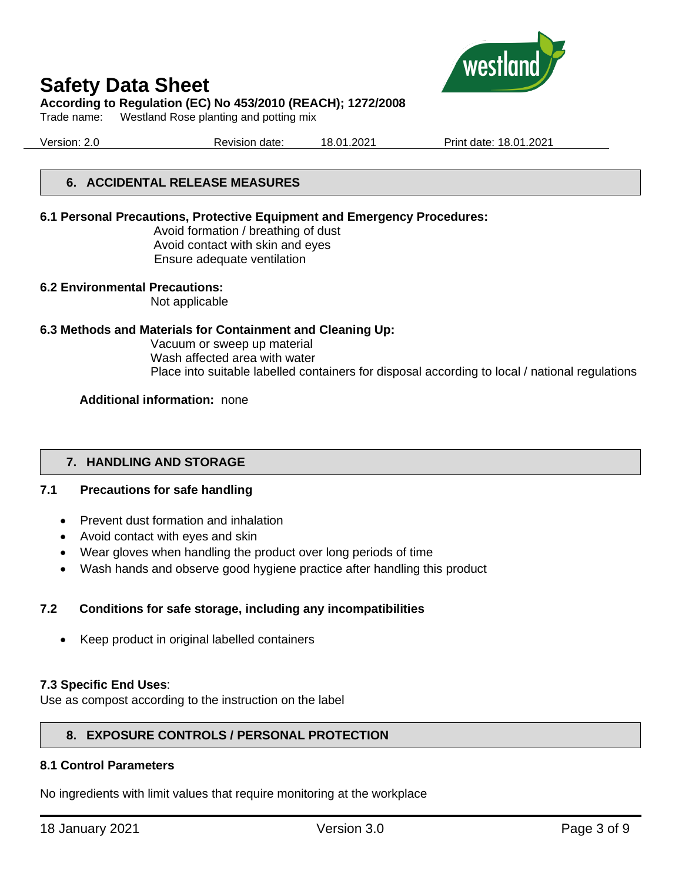## 6. ACCIDENTAL RELEASE MEASURES

**6.1 Personal Precautions, Protective Equipment and Emergency Procedures:**

Avoid formation / breathing of dust
Avoid contact with skin and eyes
Ensure adequate ventilation

**6.2 Environmental Precautions:**

Not applicable

**6.3 Methods and Materials for Containment and Cleaning Up:**

Vacuum or sweep up material
Wash affected area with water
Place into suitable labelled containers for disposal according to local / national regulations

**Additional information:** none

## 7. HANDLING AND STORAGE

**7.1 Precautions for safe handling**

- Prevent dust formation and inhalation
- Avoid contact with eyes and skin
- Wear gloves when handling the product over long periods of time
- Wash hands and observe good hygiene practice after handling this product

**7.2 Conditions for safe storage, including any incompatibilities**

- Keep product in original labelled containers

**7.3 Specific End Uses**:
Use as compost according to the instruction on the label

## 8. EXPOSURE CONTROLS / PERSONAL PROTECTION

**8.1 Control Parameters**

No ingredients with limit values that require monitoring at the workplace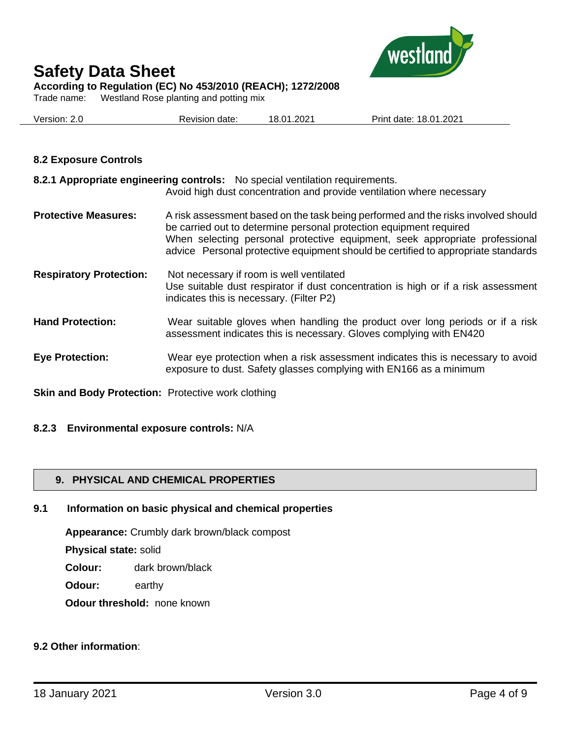**8.2 Exposure Controls**

**8.2.1 Appropriate engineering controls:** No special ventilation requirements.
Avoid high dust concentration and provide ventilation where necessary

**Protective Measures:** A risk assessment based on the task being performed and the risks involved should be carried out to determine personal protection equipment required
When selecting personal protective equipment, seek appropriate professional advice Personal protective equipment should be certified to appropriate standards

**Respiratory Protection:** Not necessary if room is well ventilated
Use suitable dust respirator if dust concentration is high or if a risk assessment indicates this is necessary. (Filter P2)

**Hand Protection:** Wear suitable gloves when handling the product over long periods or if a risk assessment indicates this is necessary. Gloves complying with EN420

**Eye Protection:** Wear eye protection when a risk assessment indicates this is necessary to avoid exposure to dust. Safety glasses complying with EN166 as a minimum

**Skin and Body Protection:** Protective work clothing

**8.2.3 Environmental exposure controls:** N/A

## 9. PHYSICAL AND CHEMICAL PROPERTIES

### 9.1 Information on basic physical and chemical properties

**Appearance:** Crumbly dark brown/black compost

**Physical state:** solid

**Colour:** dark brown/black

**Odour:** earthy

**Odour threshold:** none known

**9.2 Other information**: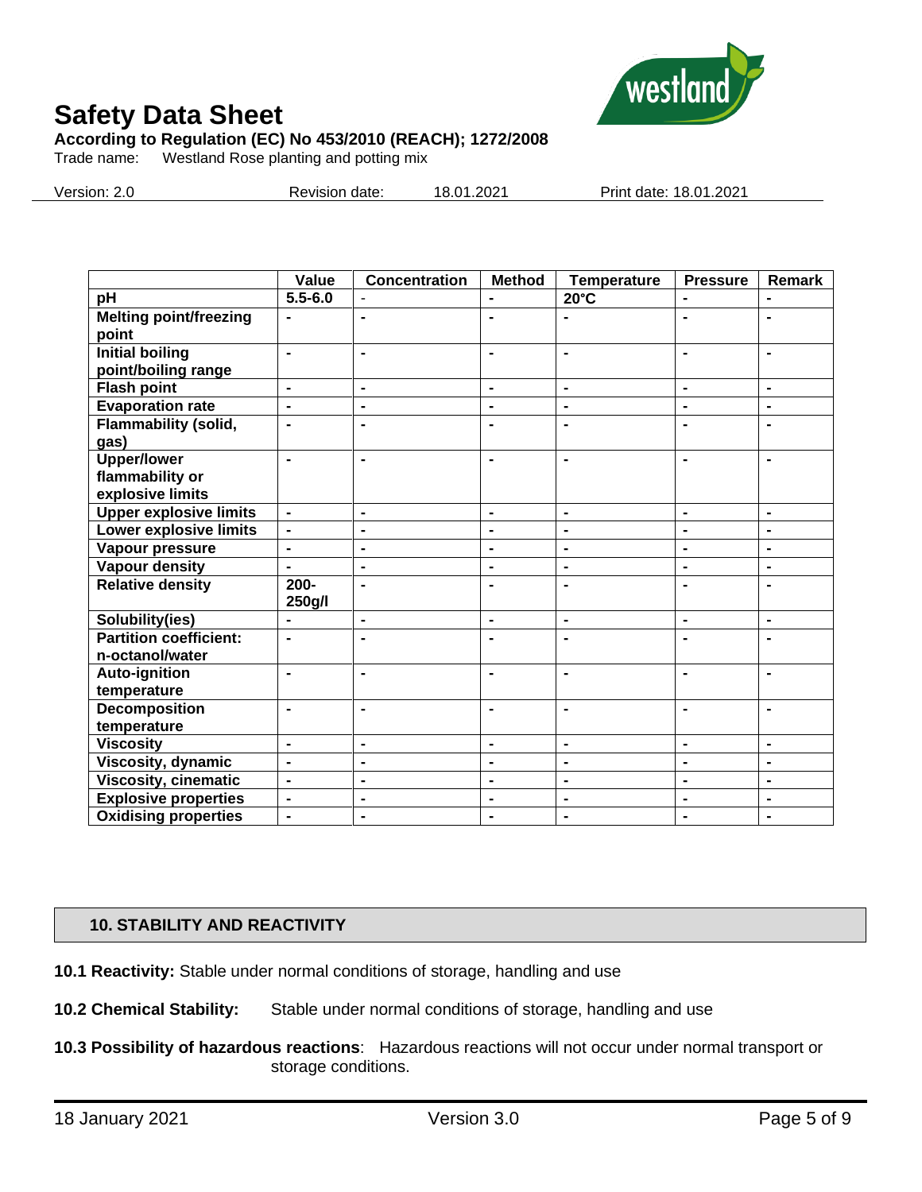| | Value | Concentration | Method | Temperature | Pressure | Remark |
|---|---|---|---|---|---|---|
| **pH** | **5.5-6.0** | - | - | **20°C** | - | - |
| **Melting point/freezing point** | - | - | - | - | - | - |
| **Initial boiling point/boiling range** | - | - | - | - | - | - |
| **Flash point** | - | - | - | - | - | - |
| **Evaporation rate** | - | - | - | - | - | - |
| **Flammability (solid, gas)** | - | - | - | - | - | - |
| **Upper/lower flammability or explosive limits** | - | - | - | - | - | - |
| **Upper explosive limits** | - | - | - | - | - | - |
| **Lower explosive limits** | - | - | - | - | - | - |
| **Vapour pressure** | - | - | - | - | - | - |
| **Vapour density** | - | - | - | - | - | - |
| **Relative density** | **200-250g/l** | - | - | - | - | - |
| **Solubility(ies)** | - | - | - | - | - | - |
| **Partition coefficient: n-octanol/water** | - | - | - | - | - | - |
| **Auto-ignition temperature** | - | - | - | - | - | - |
| **Decomposition temperature** | - | - | - | - | - | - |
| **Viscosity** | - | - | - | - | - | - |
| **Viscosity, dynamic** | - | - | - | - | - | - |
| **Viscosity, cinematic** | - | - | - | - | - | - |
| **Explosive properties** | - | - | - | - | - | - |
| **Oxidising properties** | - | - | - | - | - | - |

## 10. STABILITY AND REACTIVITY

**10.1 Reactivity:** Stable under normal conditions of storage, handling and use

**10.2 Chemical Stability:** Stable under normal conditions of storage, handling and use

**10.3 Possibility of hazardous reactions**: Hazardous reactions will not occur under normal transport or storage conditions.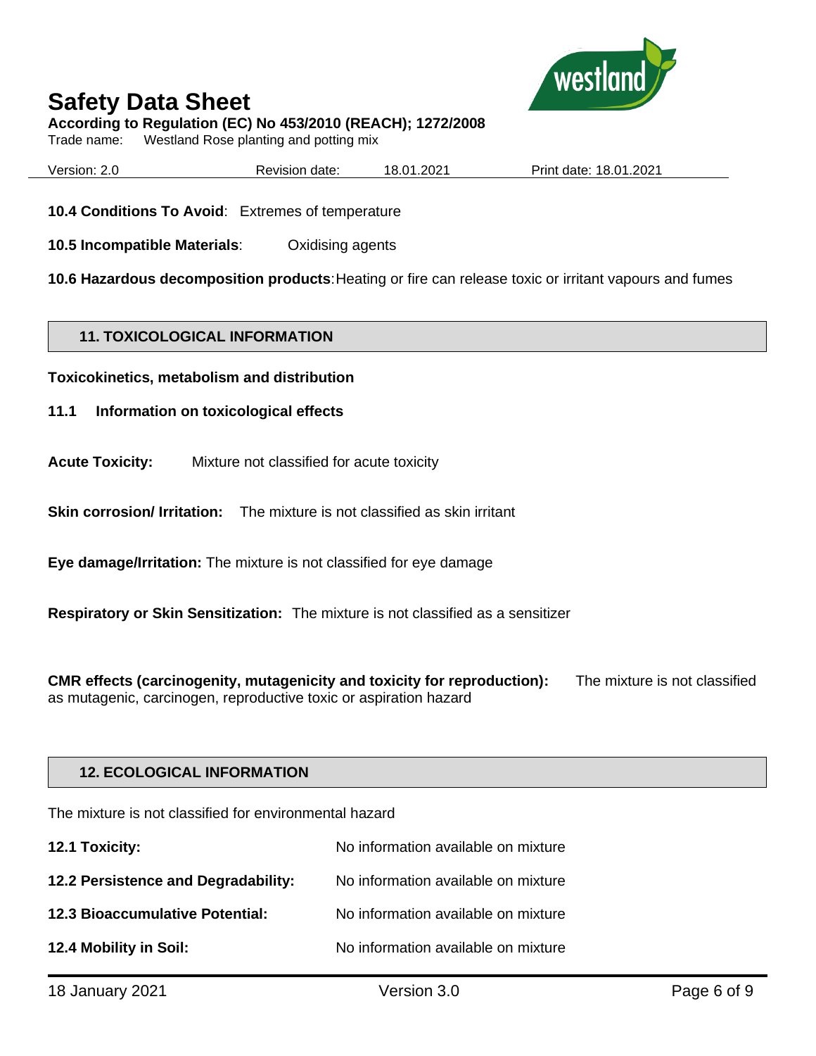**10.4 Conditions To Avoid**: Extremes of temperature

**10.5 Incompatible Materials**: Oxidising agents

**10.6 Hazardous decomposition products**: Heating or fire can release toxic or irritant vapours and fumes

## 11. TOXICOLOGICAL INFORMATION

**Toxicokinetics, metabolism and distribution**

**11.1 Information on toxicological effects**

**Acute Toxicity:** Mixture not classified for acute toxicity

**Skin corrosion/ Irritation:** The mixture is not classified as skin irritant

**Eye damage/Irritation:** The mixture is not classified for eye damage

**Respiratory or Skin Sensitization:** The mixture is not classified as a sensitizer

**CMR effects (carcinogenity, mutagenicity and toxicity for reproduction):** The mixture is not classified as mutagenic, carcinogen, reproductive toxic or aspiration hazard

## 12. ECOLOGICAL INFORMATION

The mixture is not classified for environmental hazard

**12.1 Toxicity:** No information available on mixture

**12.2 Persistence and Degradability:** No information available on mixture

**12.3 Bioaccumulative Potential:** No information available on mixture

**12.4 Mobility in Soil:** No information available on mixture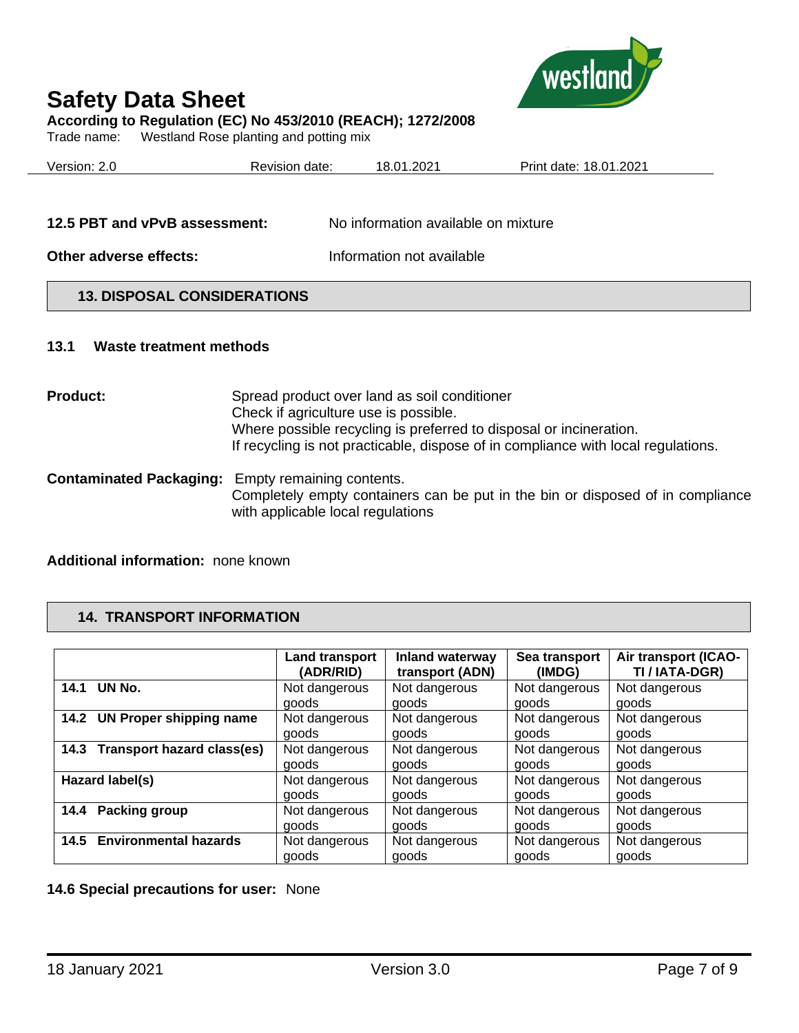**12.5 PBT and vPvB assessment:** No information available on mixture

**Other adverse effects:** Information not available

## 13. DISPOSAL CONSIDERATIONS

### 13.1 Waste treatment methods

**Product:** Spread product over land as soil conditioner
Check if agriculture use is possible.
Where possible recycling is preferred to disposal or incineration.
If recycling is not practicable, dispose of in compliance with local regulations.

**Contaminated Packaging:** Empty remaining contents.
Completely empty containers can be put in the bin or disposed of in compliance with applicable local regulations

**Additional information:** none known

## 14. TRANSPORT INFORMATION

| | Land transport (ADR/RID) | Inland waterway transport (ADN) | Sea transport (IMDG) | Air transport (ICAO-TI / IATA-DGR) |
|---|---|---|---|---|
| **14.1 UN No.** | Not dangerous goods | Not dangerous goods | Not dangerous goods | Not dangerous goods |
| **14.2 UN Proper shipping name** | Not dangerous goods | Not dangerous goods | Not dangerous goods | Not dangerous goods |
| **14.3 Transport hazard class(es)** | Not dangerous goods | Not dangerous goods | Not dangerous goods | Not dangerous goods |
| **Hazard label(s)** | Not dangerous goods | Not dangerous goods | Not dangerous goods | Not dangerous goods |
| **14.4 Packing group** | Not dangerous goods | Not dangerous goods | Not dangerous goods | Not dangerous goods |
| **14.5 Environmental hazards** | Not dangerous goods | Not dangerous goods | Not dangerous goods | Not dangerous goods |

**14.6 Special precautions for user:** None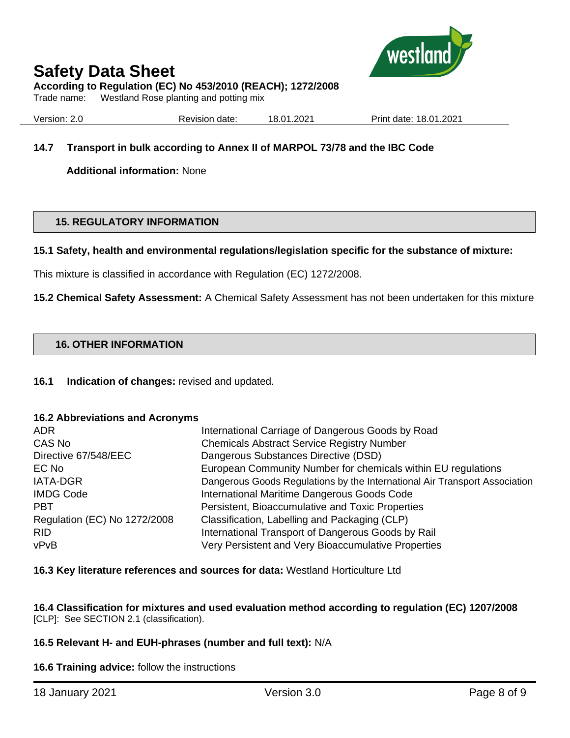**14.7 Transport in bulk according to Annex II of MARPOL 73/78 and the IBC Code**

**Additional information:** None

## 15. REGULATORY INFORMATION

**15.1 Safety, health and environmental regulations/legislation specific for the substance of mixture:**

This mixture is classified in accordance with Regulation (EC) 1272/2008.

**15.2 Chemical Safety Assessment:** A Chemical Safety Assessment has not been undertaken for this mixture

## 16. OTHER INFORMATION

**16.1 Indication of changes:** revised and updated.

**16.2 Abbreviations and Acronyms**

| | |
|---|---|
| ADR | International Carriage of Dangerous Goods by Road |
| CAS No | Chemicals Abstract Service Registry Number |
| Directive 67/548/EEC | Dangerous Substances Directive (DSD) |
| EC No | European Community Number for chemicals within EU regulations |
| IATA-DGR | Dangerous Goods Regulations by the International Air Transport Association |
| IMDG Code | International Maritime Dangerous Goods Code |
| PBT | Persistent, Bioaccumulative and Toxic Properties |
| Regulation (EC) No 1272/2008 | Classification, Labelling and Packaging (CLP) |
| RID | International Transport of Dangerous Goods by Rail |
| vPvB | Very Persistent and Very Bioaccumulative Properties |

**16.3 Key literature references and sources for data:** Westland Horticulture Ltd

**16.4 Classification for mixtures and used evaluation method according to regulation (EC) 1207/2008** [CLP]: See SECTION 2.1 (classification).

**16.5 Relevant H- and EUH-phrases (number and full text):** N/A

**16.6 Training advice:** follow the instructions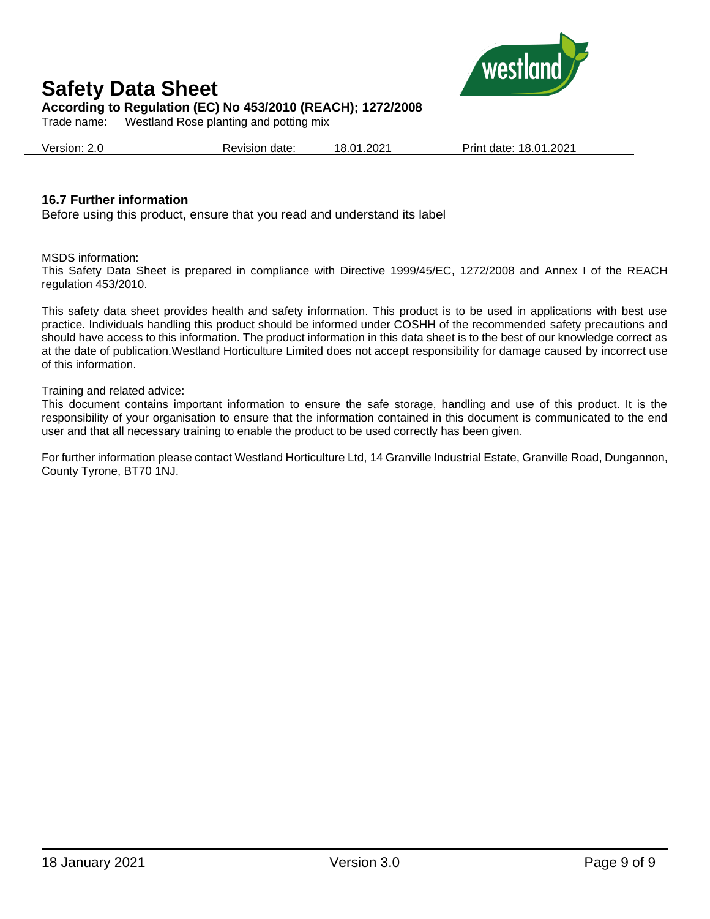### 16.7 Further information

Before using this product, ensure that you read and understand its label

MSDS information:
This Safety Data Sheet is prepared in compliance with Directive 1999/45/EC, 1272/2008 and Annex I of the REACH regulation 453/2010.

This safety data sheet provides health and safety information. This product is to be used in applications with best use practice. Individuals handling this product should be informed under COSHH of the recommended safety precautions and should have access to this information. The product information in this data sheet is to the best of our knowledge correct as at the date of publication.Westland Horticulture Limited does not accept responsibility for damage caused by incorrect use of this information.

Training and related advice:
This document contains important information to ensure the safe storage, handling and use of this product. It is the responsibility of your organisation to ensure that the information contained in this document is communicated to the end user and that all necessary training to enable the product to be used correctly has been given.

For further information please contact Westland Horticulture Ltd, 14 Granville Industrial Estate, Granville Road, Dungannon, County Tyrone, BT70 1NJ.